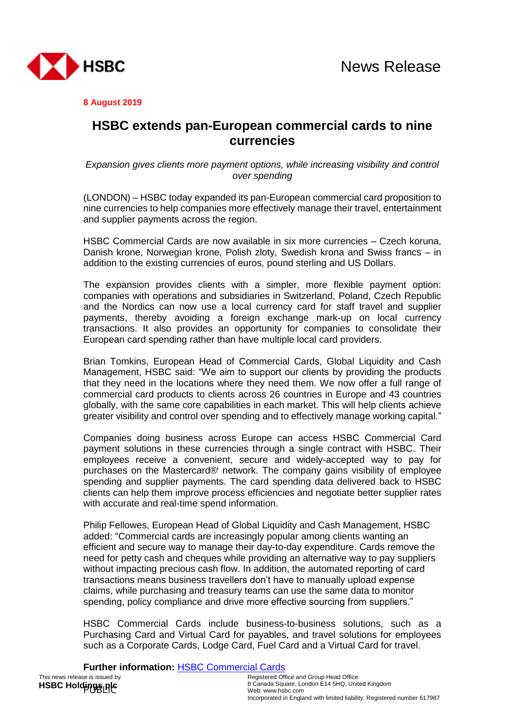News Release

**8 August 2019**

# HSBC extends pan-European commercial cards to nine currencies

*Expansion gives clients more payment options, while increasing visibility and control over spending*

(LONDON) – HSBC today expanded its pan-European commercial card proposition to nine currencies to help companies more effectively manage their travel, entertainment and supplier payments across the region.

HSBC Commercial Cards are now available in six more currencies – Czech koruna, Danish krone, Norwegian krone, Polish zloty, Swedish krona and Swiss francs – in addition to the existing currencies of euros, pound sterling and US Dollars.

The expansion provides clients with a simpler, more flexible payment option: companies with operations and subsidiaries in Switzerland, Poland, Czech Republic and the Nordics can now use a local currency card for staff travel and supplier payments, thereby avoiding a foreign exchange mark-up on local currency transactions. It also provides an opportunity for companies to consolidate their European card spending rather than have multiple local card providers.

Brian Tomkins, European Head of Commercial Cards, Global Liquidity and Cash Management, HSBC said: "We aim to support our clients by providing the products that they need in the locations where they need them. We now offer a full range of commercial card products to clients across 26 countries in Europe and 43 countries globally, with the same core capabilities in each market. This will help clients achieve greater visibility and control over spending and to effectively manage working capital."

Companies doing business across Europe can access HSBC Commercial Card payment solutions in these currencies through a single contract with HSBC. Their employees receive a convenient, secure and widely-accepted way to pay for purchases on the Mastercard®[i] network. The company gains visibility of employee spending and supplier payments. The card spending data delivered back to HSBC clients can help them improve process efficiencies and negotiate better supplier rates with accurate and real-time spend information.

Philip Fellowes, European Head of Global Liquidity and Cash Management, HSBC added: "Commercial cards are increasingly popular among clients wanting an efficient and secure way to manage their day-to-day expenditure. Cards remove the need for petty cash and cheques while providing an alternative way to pay suppliers without impacting precious cash flow. In addition, the automated reporting of card transactions means business travellers don't have to manually upload expense claims, while purchasing and treasury teams can use the same data to monitor spending, policy compliance and drive more effective sourcing from suppliers."

HSBC Commercial Cards include business-to-business solutions, such as a Purchasing Card and Virtual Card for payables, and travel solutions for employees such as a Corporate Cards, Lodge Card, Fuel Card and a Virtual Card for travel.

**Further information:** [HSBC Commercial Cards]

This news release is issued by
**HSBC Holdings plc**

Registered Office and Group Head Office:
8 Canada Square, London E14 5HQ, United Kingdom
Web: www.hsbc.com
Incorporated in England with limited liability. Registered number 617987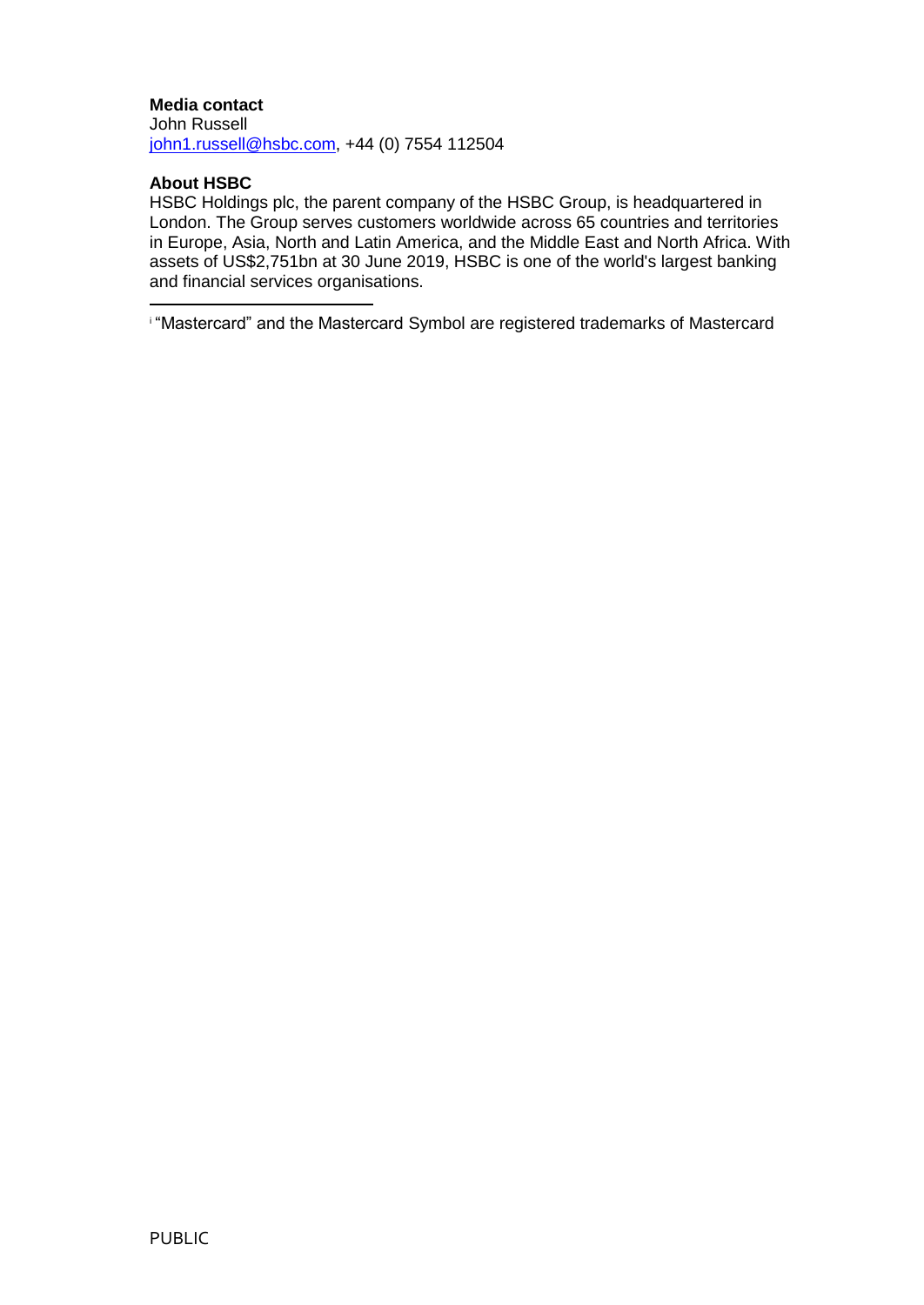**Media contact**
John Russell
john1.russell@hsbc.com, +44 (0) 7554 112504

**About HSBC**
HSBC Holdings plc, the parent company of the HSBC Group, is headquartered in London. The Group serves customers worldwide across 65 countries and territories in Europe, Asia, North and Latin America, and the Middle East and North Africa. With assets of US$2,751bn at 30 June 2019, HSBC is one of the world's largest banking and financial services organisations.

---

[i] "Mastercard" and the Mastercard Symbol are registered trademarks of Mastercard

PUBLIC